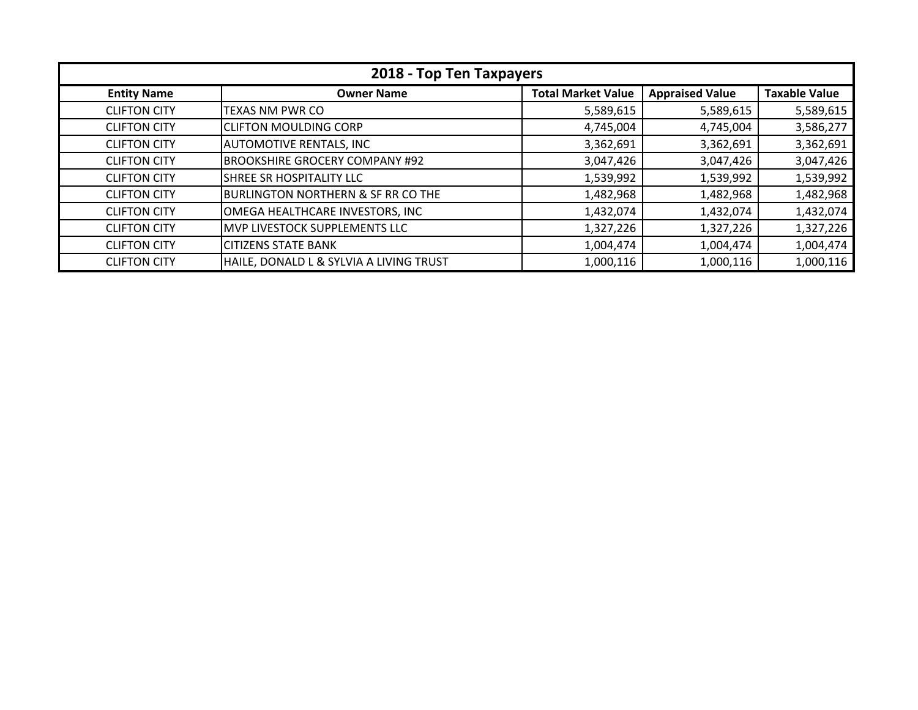| 2018 - Top Ten Taxpayers | | | | |
|---|---|---|---|---|
| **Entity Name** | **Owner Name** | **Total Market Value** | **Appraised Value** | **Taxable Value** |
| CLIFTON CITY | TEXAS NM PWR CO | 5,589,615 | 5,589,615 | 5,589,615 |
| CLIFTON CITY | CLIFTON MOULDING CORP | 4,745,004 | 4,745,004 | 3,586,277 |
| CLIFTON CITY | AUTOMOTIVE RENTALS, INC | 3,362,691 | 3,362,691 | 3,362,691 |
| CLIFTON CITY | BROOKSHIRE GROCERY COMPANY #92 | 3,047,426 | 3,047,426 | 3,047,426 |
| CLIFTON CITY | SHREE SR HOSPITALITY LLC | 1,539,992 | 1,539,992 | 1,539,992 |
| CLIFTON CITY | BURLINGTON NORTHERN & SF RR CO THE | 1,482,968 | 1,482,968 | 1,482,968 |
| CLIFTON CITY | OMEGA HEALTHCARE INVESTORS, INC | 1,432,074 | 1,432,074 | 1,432,074 |
| CLIFTON CITY | MVP LIVESTOCK SUPPLEMENTS LLC | 1,327,226 | 1,327,226 | 1,327,226 |
| CLIFTON CITY | CITIZENS STATE BANK | 1,004,474 | 1,004,474 | 1,004,474 |
| CLIFTON CITY | HAILE, DONALD L & SYLVIA A LIVING TRUST | 1,000,116 | 1,000,116 | 1,000,116 |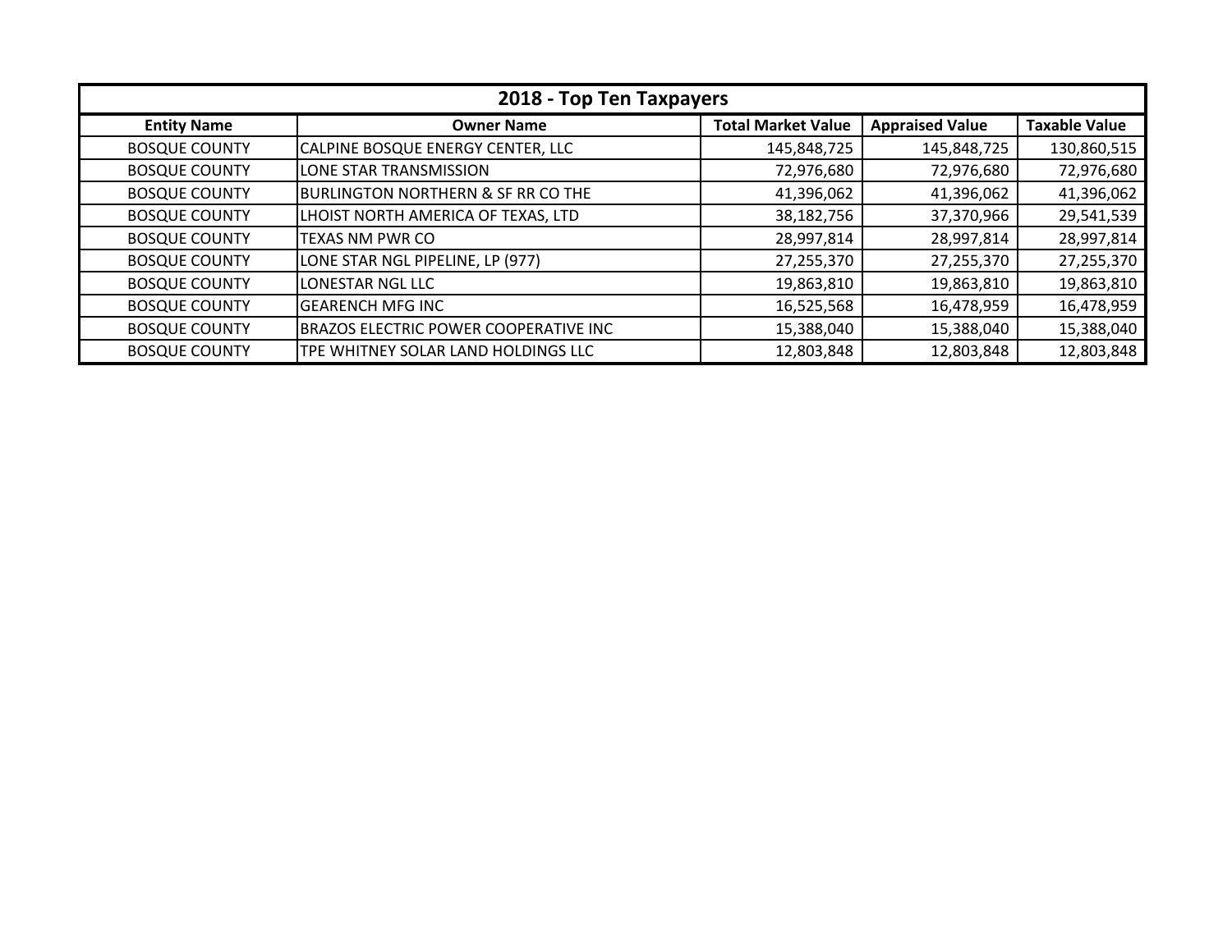| 2018 - Top Ten Taxpayers | | | | |
|---|---|---|---|---|
| **Entity Name** | **Owner Name** | **Total Market Value** | **Appraised Value** | **Taxable Value** |
| BOSQUE COUNTY | CALPINE BOSQUE ENERGY CENTER, LLC | 145,848,725 | 145,848,725 | 130,860,515 |
| BOSQUE COUNTY | LONE STAR TRANSMISSION | 72,976,680 | 72,976,680 | 72,976,680 |
| BOSQUE COUNTY | BURLINGTON NORTHERN & SF RR CO THE | 41,396,062 | 41,396,062 | 41,396,062 |
| BOSQUE COUNTY | LHOIST NORTH AMERICA OF TEXAS, LTD | 38,182,756 | 37,370,966 | 29,541,539 |
| BOSQUE COUNTY | TEXAS NM PWR CO | 28,997,814 | 28,997,814 | 28,997,814 |
| BOSQUE COUNTY | LONE STAR NGL PIPELINE, LP (977) | 27,255,370 | 27,255,370 | 27,255,370 |
| BOSQUE COUNTY | LONESTAR NGL LLC | 19,863,810 | 19,863,810 | 19,863,810 |
| BOSQUE COUNTY | GEARENCH MFG INC | 16,525,568 | 16,478,959 | 16,478,959 |
| BOSQUE COUNTY | BRAZOS ELECTRIC POWER COOPERATIVE INC | 15,388,040 | 15,388,040 | 15,388,040 |
| BOSQUE COUNTY | TPE WHITNEY SOLAR LAND HOLDINGS LLC | 12,803,848 | 12,803,848 | 12,803,848 |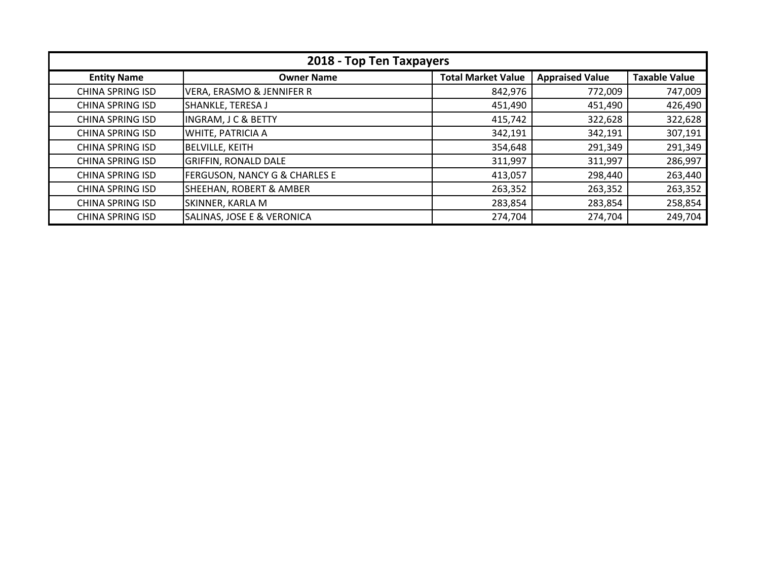## 2018 - Top Ten Taxpayers

| Entity Name | Owner Name | Total Market Value | Appraised Value | Taxable Value |
|---|---|---|---|---|
| CHINA SPRING ISD | VERA, ERASMO & JENNIFER R | 842,976 | 772,009 | 747,009 |
| CHINA SPRING ISD | SHANKLE, TERESA J | 451,490 | 451,490 | 426,490 |
| CHINA SPRING ISD | INGRAM, J C & BETTY | 415,742 | 322,628 | 322,628 |
| CHINA SPRING ISD | WHITE, PATRICIA A | 342,191 | 342,191 | 307,191 |
| CHINA SPRING ISD | BELVILLE, KEITH | 354,648 | 291,349 | 291,349 |
| CHINA SPRING ISD | GRIFFIN, RONALD DALE | 311,997 | 311,997 | 286,997 |
| CHINA SPRING ISD | FERGUSON, NANCY G & CHARLES E | 413,057 | 298,440 | 263,440 |
| CHINA SPRING ISD | SHEEHAN, ROBERT & AMBER | 263,352 | 263,352 | 263,352 |
| CHINA SPRING ISD | SKINNER, KARLA M | 283,854 | 283,854 | 258,854 |
| CHINA SPRING ISD | SALINAS, JOSE E & VERONICA | 274,704 | 274,704 | 249,704 |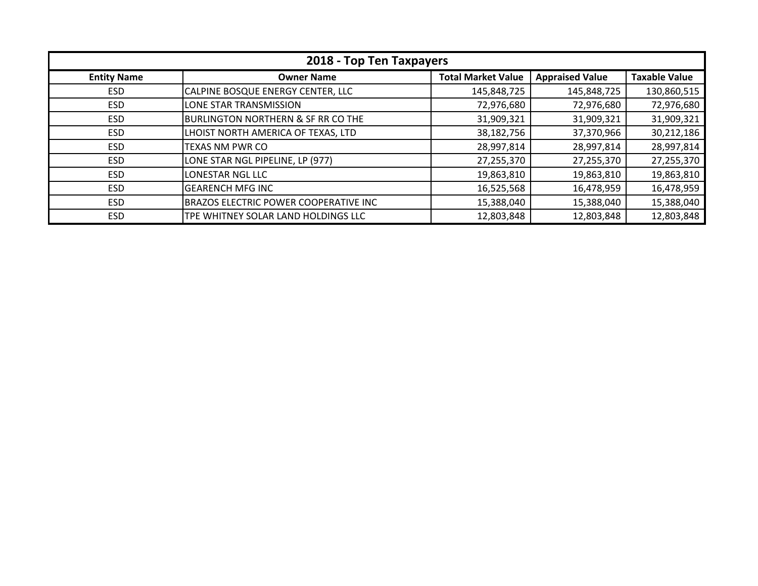| 2018 - Top Ten Taxpayers | | | | |
|---|---|---|---|---|
| **Entity Name** | **Owner Name** | **Total Market Value** | **Appraised Value** | **Taxable Value** |
| ESD | CALPINE BOSQUE ENERGY CENTER, LLC | 145,848,725 | 145,848,725 | 130,860,515 |
| ESD | LONE STAR TRANSMISSION | 72,976,680 | 72,976,680 | 72,976,680 |
| ESD | BURLINGTON NORTHERN & SF RR CO THE | 31,909,321 | 31,909,321 | 31,909,321 |
| ESD | LHOIST NORTH AMERICA OF TEXAS, LTD | 38,182,756 | 37,370,966 | 30,212,186 |
| ESD | TEXAS NM PWR CO | 28,997,814 | 28,997,814 | 28,997,814 |
| ESD | LONE STAR NGL PIPELINE, LP (977) | 27,255,370 | 27,255,370 | 27,255,370 |
| ESD | LONESTAR NGL LLC | 19,863,810 | 19,863,810 | 19,863,810 |
| ESD | GEARENCH MFG INC | 16,525,568 | 16,478,959 | 16,478,959 |
| ESD | BRAZOS ELECTRIC POWER COOPERATIVE INC | 15,388,040 | 15,388,040 | 15,388,040 |
| ESD | TPE WHITNEY SOLAR LAND HOLDINGS LLC | 12,803,848 | 12,803,848 | 12,803,848 |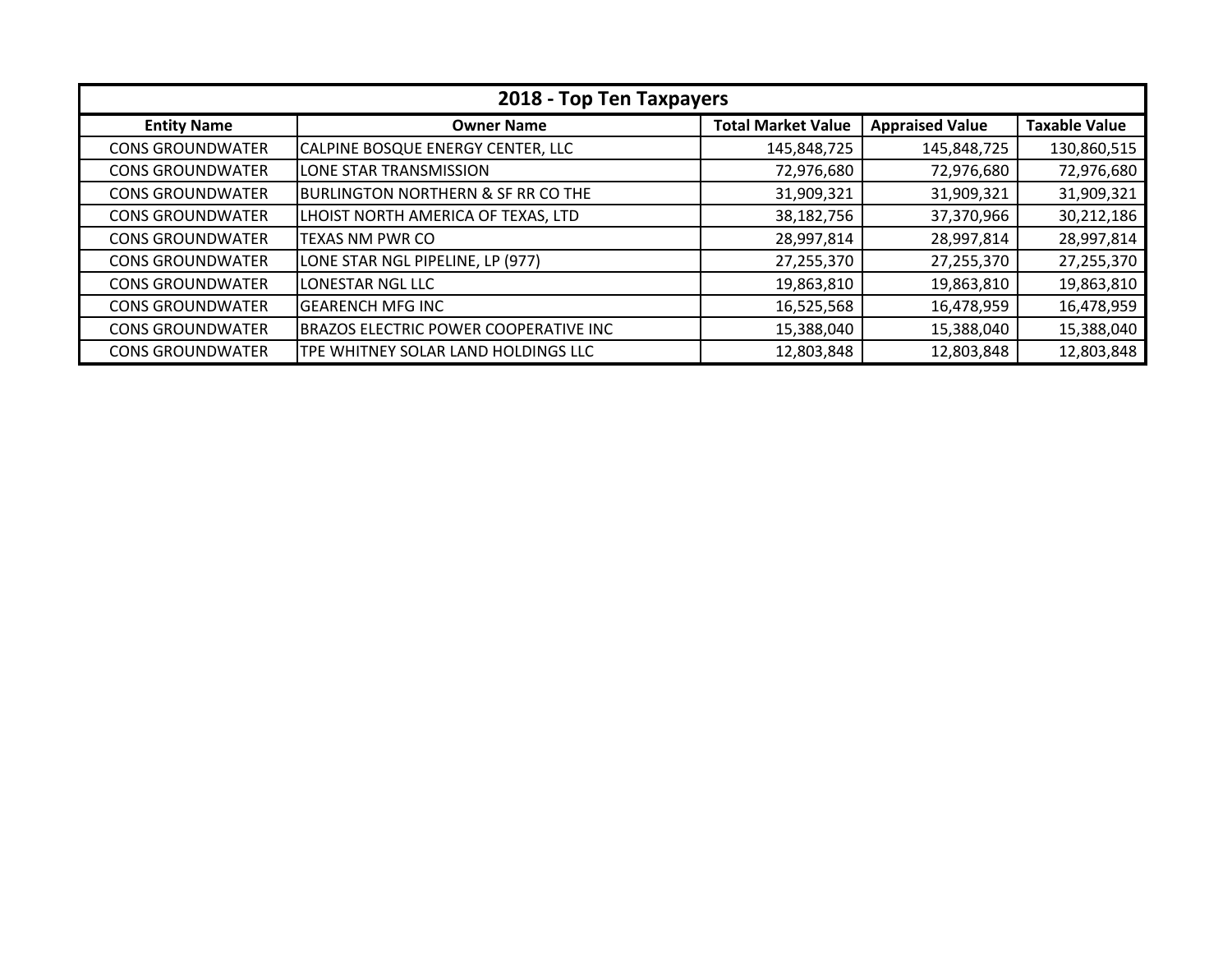| 2018 - Top Ten Taxpayers | | | | |
|---|---|---|---|---|
| **Entity Name** | **Owner Name** | **Total Market Value** | **Appraised Value** | **Taxable Value** |
| CONS GROUNDWATER | CALPINE BOSQUE ENERGY CENTER, LLC | 145,848,725 | 145,848,725 | 130,860,515 |
| CONS GROUNDWATER | LONE STAR TRANSMISSION | 72,976,680 | 72,976,680 | 72,976,680 |
| CONS GROUNDWATER | BURLINGTON NORTHERN & SF RR CO THE | 31,909,321 | 31,909,321 | 31,909,321 |
| CONS GROUNDWATER | LHOIST NORTH AMERICA OF TEXAS, LTD | 38,182,756 | 37,370,966 | 30,212,186 |
| CONS GROUNDWATER | TEXAS NM PWR CO | 28,997,814 | 28,997,814 | 28,997,814 |
| CONS GROUNDWATER | LONE STAR NGL PIPELINE, LP (977) | 27,255,370 | 27,255,370 | 27,255,370 |
| CONS GROUNDWATER | LONESTAR NGL LLC | 19,863,810 | 19,863,810 | 19,863,810 |
| CONS GROUNDWATER | GEARENCH MFG INC | 16,525,568 | 16,478,959 | 16,478,959 |
| CONS GROUNDWATER | BRAZOS ELECTRIC POWER COOPERATIVE INC | 15,388,040 | 15,388,040 | 15,388,040 |
| CONS GROUNDWATER | TPE WHITNEY SOLAR LAND HOLDINGS LLC | 12,803,848 | 12,803,848 | 12,803,848 |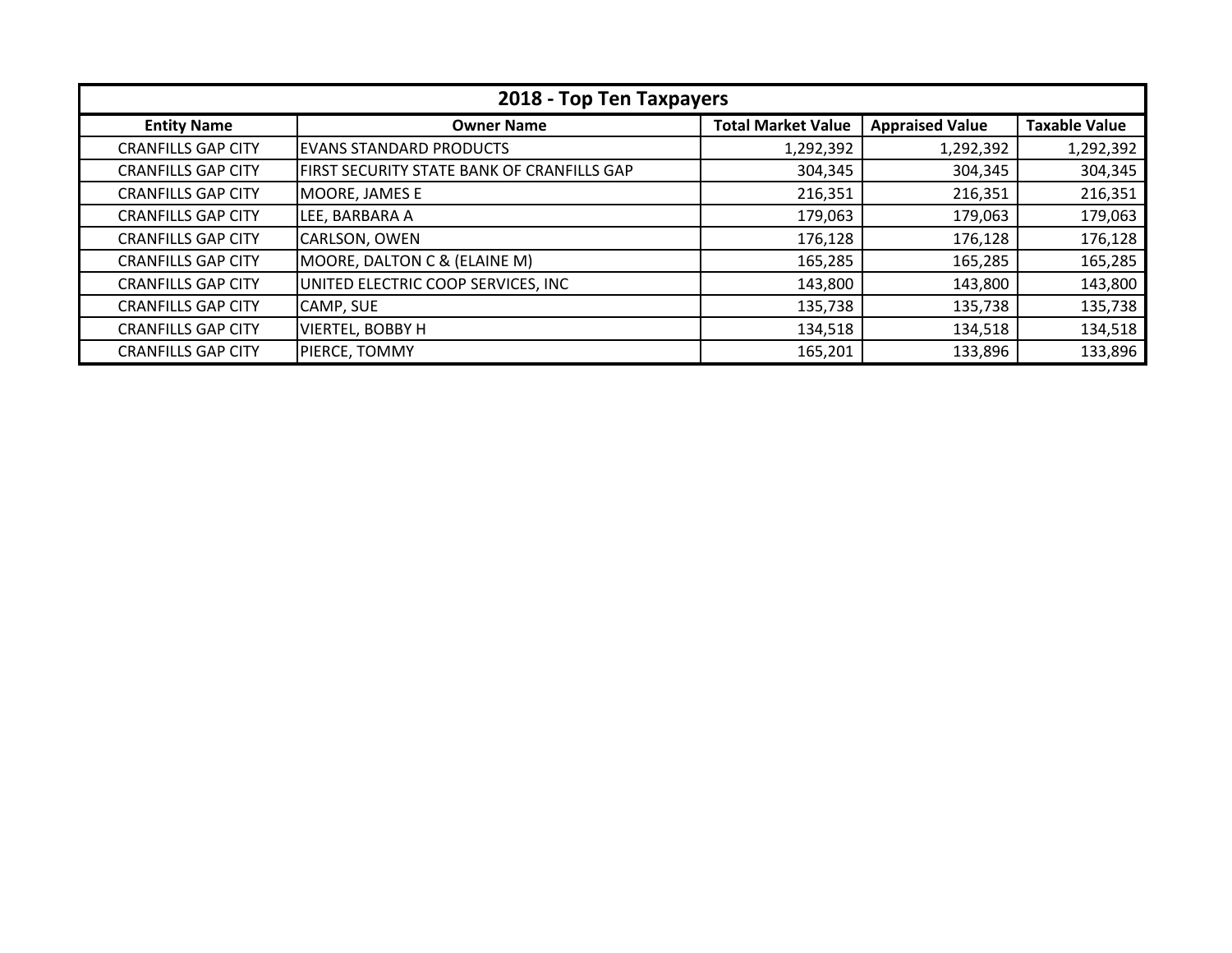| 2018 - Top Ten Taxpayers | | | | |
|---|---|---|---|---|
| **Entity Name** | **Owner Name** | **Total Market Value** | **Appraised Value** | **Taxable Value** |
| CRANFILLS GAP CITY | EVANS STANDARD PRODUCTS | 1,292,392 | 1,292,392 | 1,292,392 |
| CRANFILLS GAP CITY | FIRST SECURITY STATE BANK OF CRANFILLS GAP | 304,345 | 304,345 | 304,345 |
| CRANFILLS GAP CITY | MOORE, JAMES E | 216,351 | 216,351 | 216,351 |
| CRANFILLS GAP CITY | LEE, BARBARA A | 179,063 | 179,063 | 179,063 |
| CRANFILLS GAP CITY | CARLSON, OWEN | 176,128 | 176,128 | 176,128 |
| CRANFILLS GAP CITY | MOORE, DALTON C & (ELAINE M) | 165,285 | 165,285 | 165,285 |
| CRANFILLS GAP CITY | UNITED ELECTRIC COOP SERVICES, INC | 143,800 | 143,800 | 143,800 |
| CRANFILLS GAP CITY | CAMP, SUE | 135,738 | 135,738 | 135,738 |
| CRANFILLS GAP CITY | VIERTEL, BOBBY H | 134,518 | 134,518 | 134,518 |
| CRANFILLS GAP CITY | PIERCE, TOMMY | 165,201 | 133,896 | 133,896 |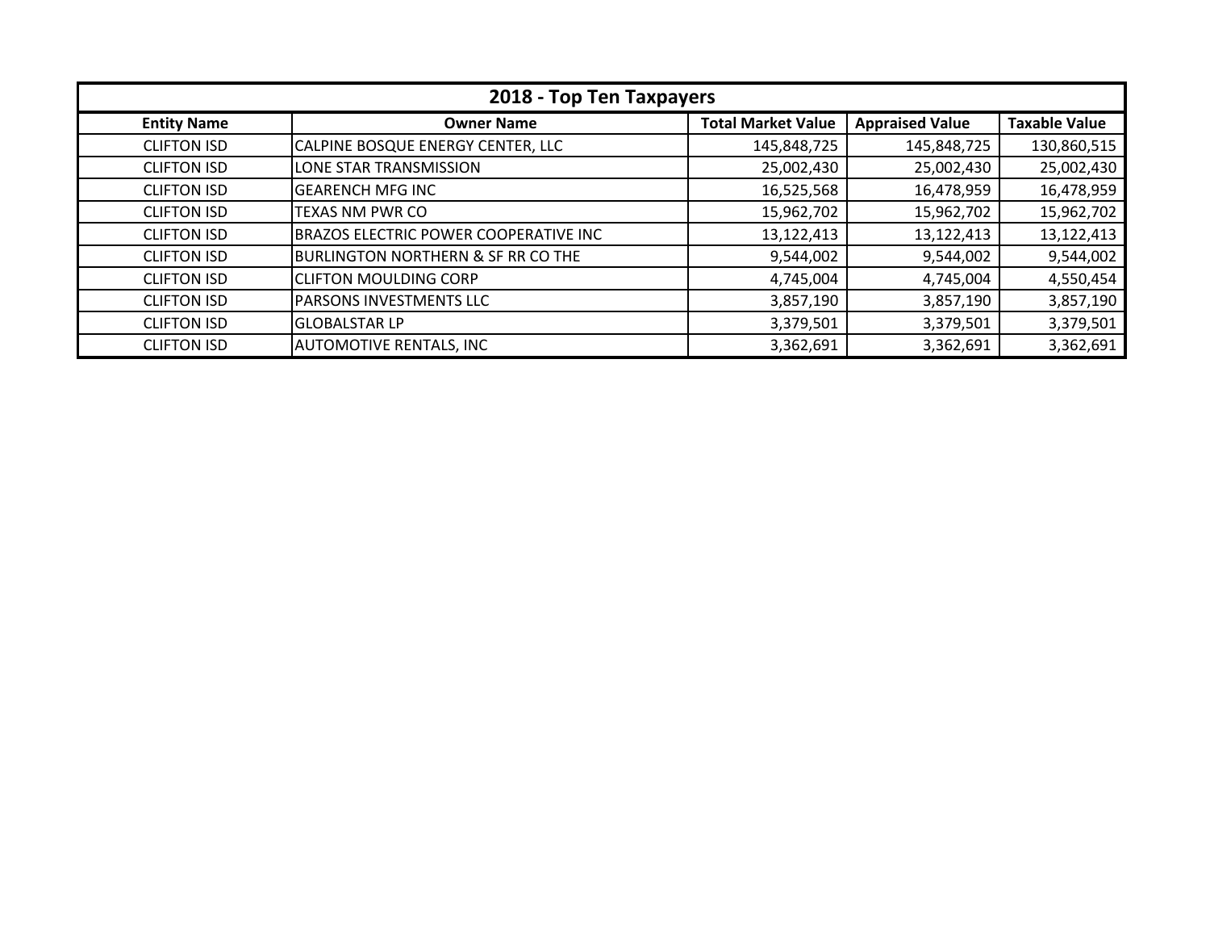## 2018 - Top Ten Taxpayers

| Entity Name | Owner Name | Total Market Value | Appraised Value | Taxable Value |
|---|---|---|---|---|
| CLIFTON ISD | CALPINE BOSQUE ENERGY CENTER, LLC | 145,848,725 | 145,848,725 | 130,860,515 |
| CLIFTON ISD | LONE STAR TRANSMISSION | 25,002,430 | 25,002,430 | 25,002,430 |
| CLIFTON ISD | GEARENCH MFG INC | 16,525,568 | 16,478,959 | 16,478,959 |
| CLIFTON ISD | TEXAS NM PWR CO | 15,962,702 | 15,962,702 | 15,962,702 |
| CLIFTON ISD | BRAZOS ELECTRIC POWER COOPERATIVE INC | 13,122,413 | 13,122,413 | 13,122,413 |
| CLIFTON ISD | BURLINGTON NORTHERN & SF RR CO THE | 9,544,002 | 9,544,002 | 9,544,002 |
| CLIFTON ISD | CLIFTON MOULDING CORP | 4,745,004 | 4,745,004 | 4,550,454 |
| CLIFTON ISD | PARSONS INVESTMENTS LLC | 3,857,190 | 3,857,190 | 3,857,190 |
| CLIFTON ISD | GLOBALSTAR LP | 3,379,501 | 3,379,501 | 3,379,501 |
| CLIFTON ISD | AUTOMOTIVE RENTALS, INC | 3,362,691 | 3,362,691 | 3,362,691 |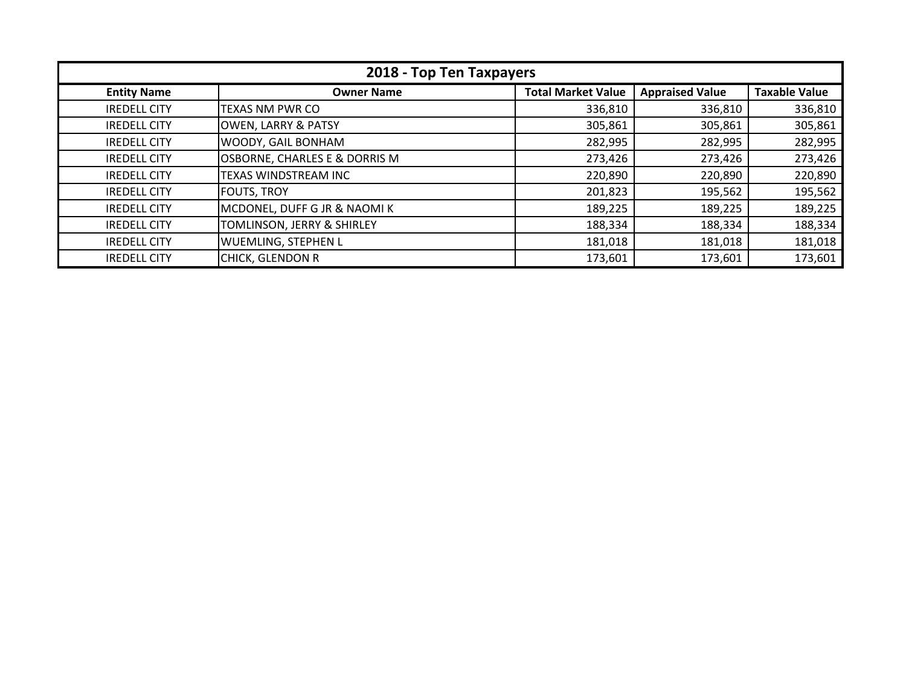| 2018 - Top Ten Taxpayers | | | | |
|---|---|---|---|---|
| **Entity Name** | **Owner Name** | **Total Market Value** | **Appraised Value** | **Taxable Value** |
| IREDELL CITY | TEXAS NM PWR CO | 336,810 | 336,810 | 336,810 |
| IREDELL CITY | OWEN, LARRY & PATSY | 305,861 | 305,861 | 305,861 |
| IREDELL CITY | WOODY, GAIL BONHAM | 282,995 | 282,995 | 282,995 |
| IREDELL CITY | OSBORNE, CHARLES E & DORRIS M | 273,426 | 273,426 | 273,426 |
| IREDELL CITY | TEXAS WINDSTREAM INC | 220,890 | 220,890 | 220,890 |
| IREDELL CITY | FOUTS, TROY | 201,823 | 195,562 | 195,562 |
| IREDELL CITY | MCDONEL, DUFF G JR & NAOMI K | 189,225 | 189,225 | 189,225 |
| IREDELL CITY | TOMLINSON, JERRY & SHIRLEY | 188,334 | 188,334 | 188,334 |
| IREDELL CITY | WUEMLING, STEPHEN L | 181,018 | 181,018 | 181,018 |
| IREDELL CITY | CHICK, GLENDON R | 173,601 | 173,601 | 173,601 |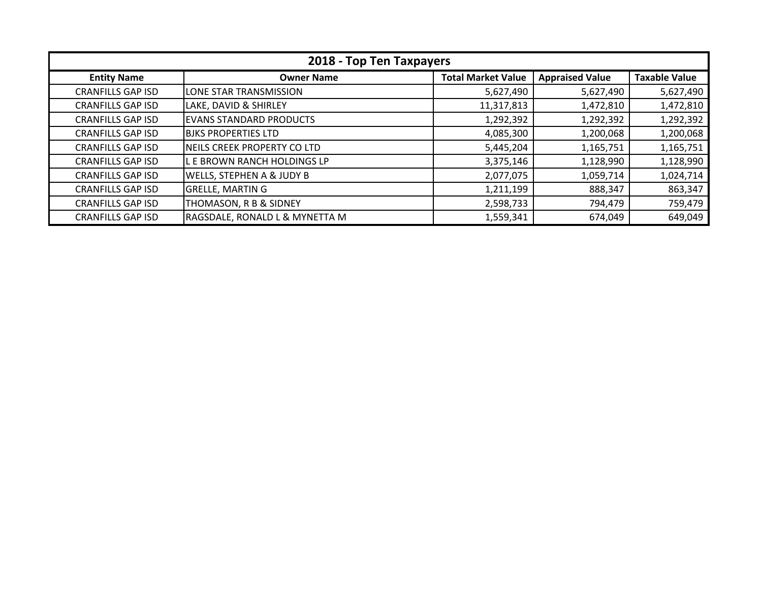| 2018 - Top Ten Taxpayers | | | | |
|---|---|---|---|---|
| **Entity Name** | **Owner Name** | **Total Market Value** | **Appraised Value** | **Taxable Value** |
| CRANFILLS GAP ISD | LONE STAR TRANSMISSION | 5,627,490 | 5,627,490 | 5,627,490 |
| CRANFILLS GAP ISD | LAKE, DAVID & SHIRLEY | 11,317,813 | 1,472,810 | 1,472,810 |
| CRANFILLS GAP ISD | EVANS STANDARD PRODUCTS | 1,292,392 | 1,292,392 | 1,292,392 |
| CRANFILLS GAP ISD | BJKS PROPERTIES LTD | 4,085,300 | 1,200,068 | 1,200,068 |
| CRANFILLS GAP ISD | NEILS CREEK PROPERTY CO LTD | 5,445,204 | 1,165,751 | 1,165,751 |
| CRANFILLS GAP ISD | L E BROWN RANCH HOLDINGS LP | 3,375,146 | 1,128,990 | 1,128,990 |
| CRANFILLS GAP ISD | WELLS, STEPHEN A & JUDY B | 2,077,075 | 1,059,714 | 1,024,714 |
| CRANFILLS GAP ISD | GRELLE, MARTIN G | 1,211,199 | 888,347 | 863,347 |
| CRANFILLS GAP ISD | THOMASON, R B & SIDNEY | 2,598,733 | 794,479 | 759,479 |
| CRANFILLS GAP ISD | RAGSDALE, RONALD L & MYNETTA M | 1,559,341 | 674,049 | 649,049 |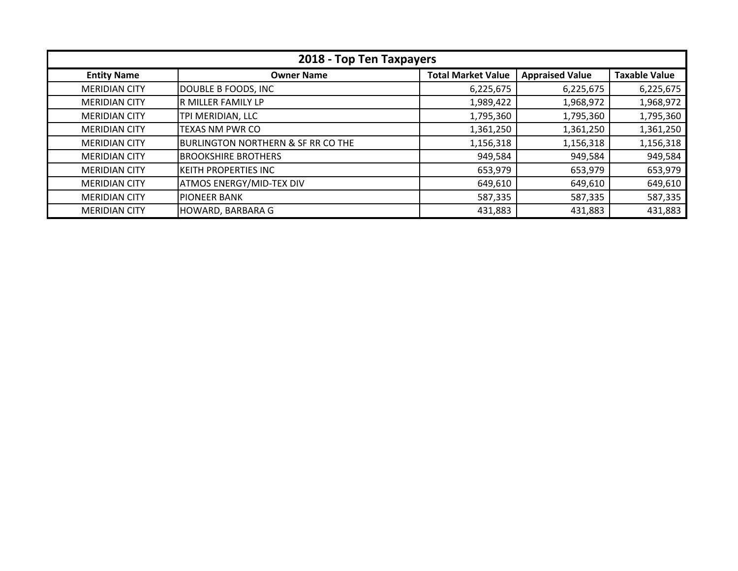## 2018 - Top Ten Taxpayers

| Entity Name | Owner Name | Total Market Value | Appraised Value | Taxable Value |
|---|---|---|---|---|
| MERIDIAN CITY | DOUBLE B FOODS, INC | 6,225,675 | 6,225,675 | 6,225,675 |
| MERIDIAN CITY | R MILLER FAMILY LP | 1,989,422 | 1,968,972 | 1,968,972 |
| MERIDIAN CITY | TPI MERIDIAN, LLC | 1,795,360 | 1,795,360 | 1,795,360 |
| MERIDIAN CITY | TEXAS NM PWR CO | 1,361,250 | 1,361,250 | 1,361,250 |
| MERIDIAN CITY | BURLINGTON NORTHERN & SF RR CO THE | 1,156,318 | 1,156,318 | 1,156,318 |
| MERIDIAN CITY | BROOKSHIRE BROTHERS | 949,584 | 949,584 | 949,584 |
| MERIDIAN CITY | KEITH PROPERTIES INC | 653,979 | 653,979 | 653,979 |
| MERIDIAN CITY | ATMOS ENERGY/MID-TEX DIV | 649,610 | 649,610 | 649,610 |
| MERIDIAN CITY | PIONEER BANK | 587,335 | 587,335 | 587,335 |
| MERIDIAN CITY | HOWARD, BARBARA G | 431,883 | 431,883 | 431,883 |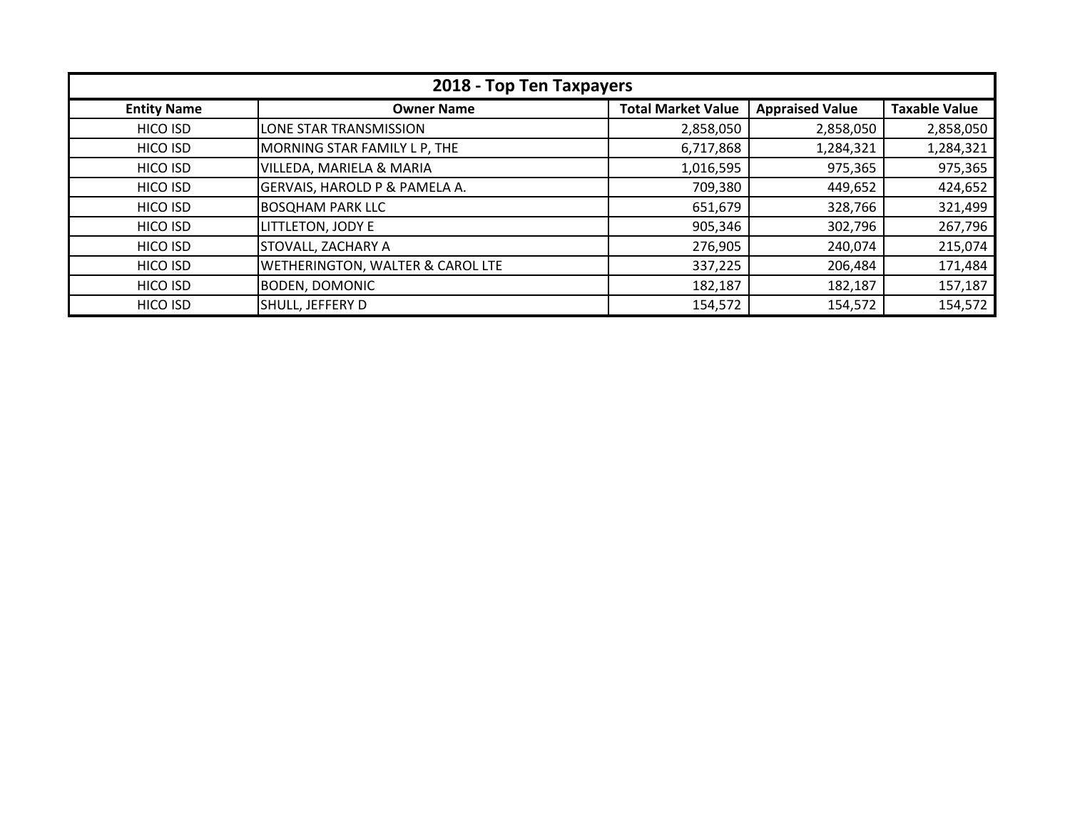| 2018 - Top Ten Taxpayers | | | | |
|---|---|---|---|---|
| **Entity Name** | **Owner Name** | **Total Market Value** | **Appraised Value** | **Taxable Value** |
| HICO ISD | LONE STAR TRANSMISSION | 2,858,050 | 2,858,050 | 2,858,050 |
| HICO ISD | MORNING STAR FAMILY L P, THE | 6,717,868 | 1,284,321 | 1,284,321 |
| HICO ISD | VILLEDA, MARIELA & MARIA | 1,016,595 | 975,365 | 975,365 |
| HICO ISD | GERVAIS, HAROLD P & PAMELA A. | 709,380 | 449,652 | 424,652 |
| HICO ISD | BOSQHAM PARK LLC | 651,679 | 328,766 | 321,499 |
| HICO ISD | LITTLETON, JODY E | 905,346 | 302,796 | 267,796 |
| HICO ISD | STOVALL, ZACHARY A | 276,905 | 240,074 | 215,074 |
| HICO ISD | WETHERINGTON, WALTER & CAROL LTE | 337,225 | 206,484 | 171,484 |
| HICO ISD | BODEN, DOMONIC | 182,187 | 182,187 | 157,187 |
| HICO ISD | SHULL, JEFFERY D | 154,572 | 154,572 | 154,572 |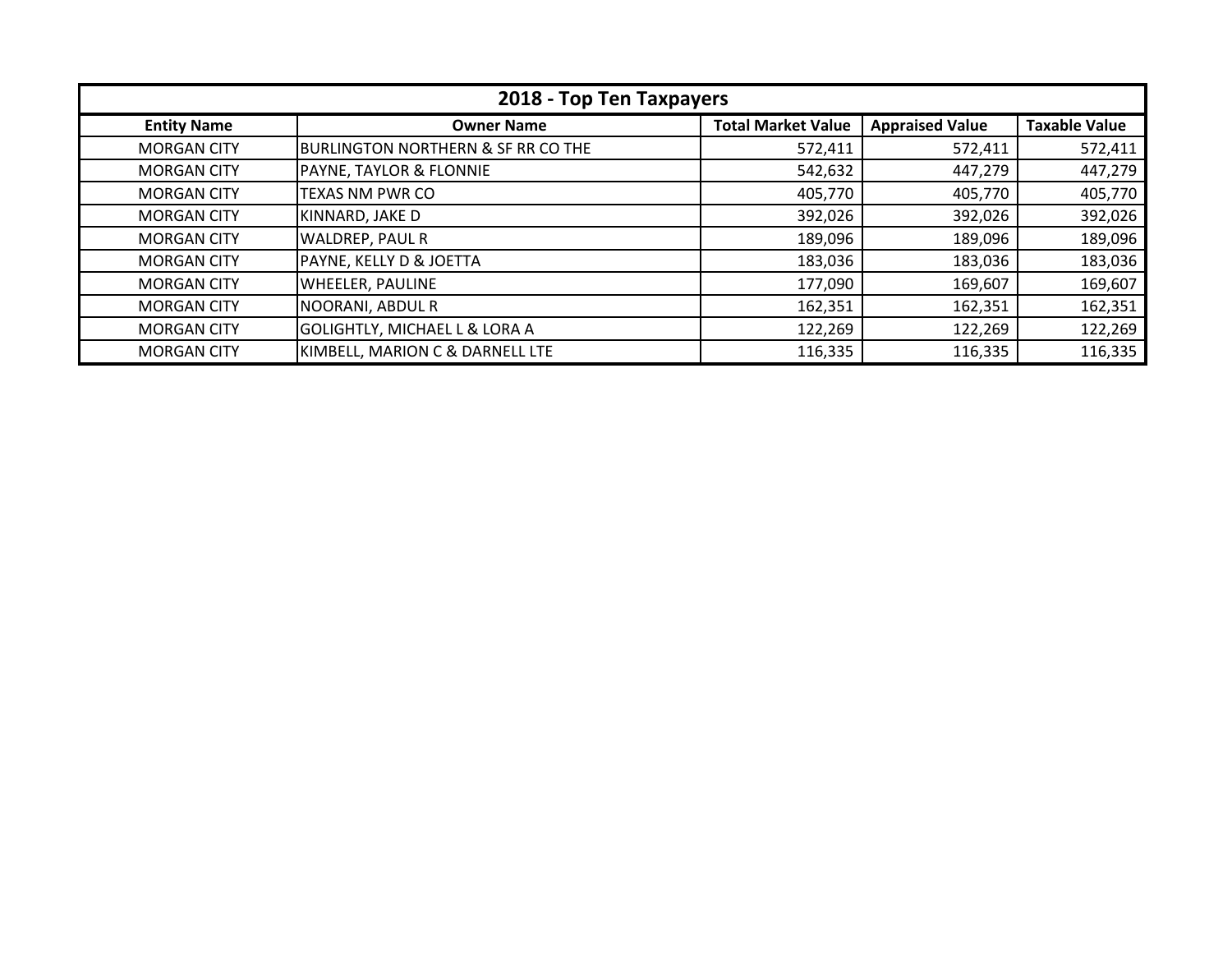| 2018 - Top Ten Taxpayers | | | | |
|---|---|---|---|---|
| **Entity Name** | **Owner Name** | **Total Market Value** | **Appraised Value** | **Taxable Value** |
| MORGAN CITY | BURLINGTON NORTHERN & SF RR CO THE | 572,411 | 572,411 | 572,411 |
| MORGAN CITY | PAYNE, TAYLOR & FLONNIE | 542,632 | 447,279 | 447,279 |
| MORGAN CITY | TEXAS NM PWR CO | 405,770 | 405,770 | 405,770 |
| MORGAN CITY | KINNARD, JAKE D | 392,026 | 392,026 | 392,026 |
| MORGAN CITY | WALDREP, PAUL R | 189,096 | 189,096 | 189,096 |
| MORGAN CITY | PAYNE, KELLY D & JOETTA | 183,036 | 183,036 | 183,036 |
| MORGAN CITY | WHEELER, PAULINE | 177,090 | 169,607 | 169,607 |
| MORGAN CITY | NOORANI, ABDUL R | 162,351 | 162,351 | 162,351 |
| MORGAN CITY | GOLIGHTLY, MICHAEL L & LORA A | 122,269 | 122,269 | 122,269 |
| MORGAN CITY | KIMBELL, MARION C & DARNELL LTE | 116,335 | 116,335 | 116,335 |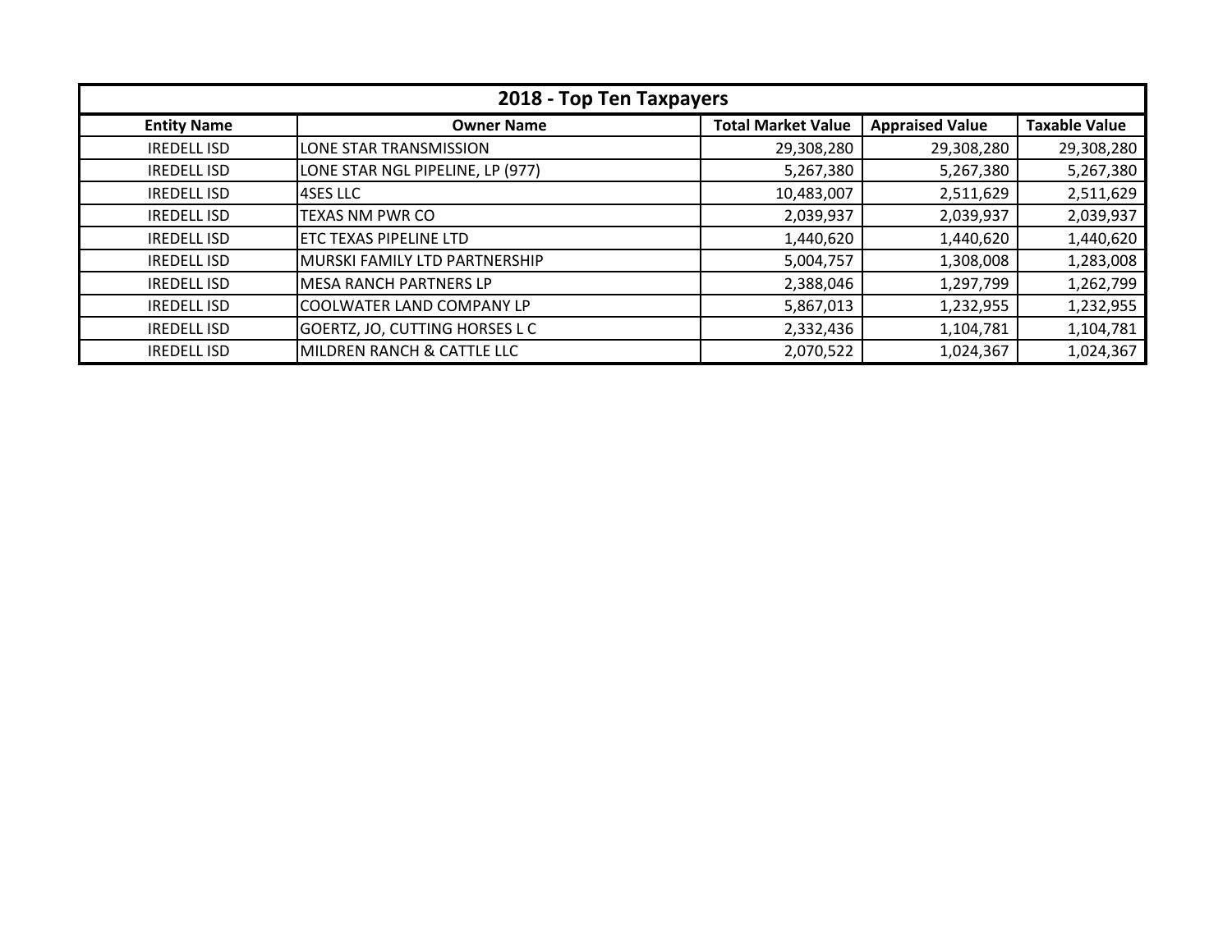| 2018 - Top Ten Taxpayers | | | | |
|---|---|---|---|---|
| **Entity Name** | **Owner Name** | **Total Market Value** | **Appraised Value** | **Taxable Value** |
| IREDELL ISD | LONE STAR TRANSMISSION | 29,308,280 | 29,308,280 | 29,308,280 |
| IREDELL ISD | LONE STAR NGL PIPELINE, LP (977) | 5,267,380 | 5,267,380 | 5,267,380 |
| IREDELL ISD | 4SES LLC | 10,483,007 | 2,511,629 | 2,511,629 |
| IREDELL ISD | TEXAS NM PWR CO | 2,039,937 | 2,039,937 | 2,039,937 |
| IREDELL ISD | ETC TEXAS PIPELINE LTD | 1,440,620 | 1,440,620 | 1,440,620 |
| IREDELL ISD | MURSKI FAMILY LTD PARTNERSHIP | 5,004,757 | 1,308,008 | 1,283,008 |
| IREDELL ISD | MESA RANCH PARTNERS LP | 2,388,046 | 1,297,799 | 1,262,799 |
| IREDELL ISD | COOLWATER LAND COMPANY LP | 5,867,013 | 1,232,955 | 1,232,955 |
| IREDELL ISD | GOERTZ, JO, CUTTING HORSES L C | 2,332,436 | 1,104,781 | 1,104,781 |
| IREDELL ISD | MILDREN RANCH & CATTLE LLC | 2,070,522 | 1,024,367 | 1,024,367 |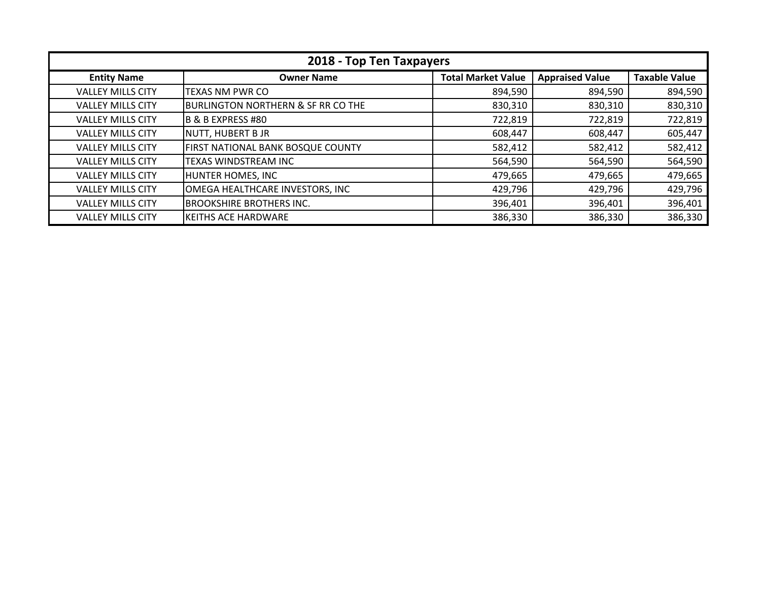| 2018 - Top Ten Taxpayers | | | | |
|---|---|---|---|---|
| **Entity Name** | **Owner Name** | **Total Market Value** | **Appraised Value** | **Taxable Value** |
| VALLEY MILLS CITY | TEXAS NM PWR CO | 894,590 | 894,590 | 894,590 |
| VALLEY MILLS CITY | BURLINGTON NORTHERN & SF RR CO THE | 830,310 | 830,310 | 830,310 |
| VALLEY MILLS CITY | B & B EXPRESS #80 | 722,819 | 722,819 | 722,819 |
| VALLEY MILLS CITY | NUTT, HUBERT B JR | 608,447 | 608,447 | 605,447 |
| VALLEY MILLS CITY | FIRST NATIONAL BANK BOSQUE COUNTY | 582,412 | 582,412 | 582,412 |
| VALLEY MILLS CITY | TEXAS WINDSTREAM INC | 564,590 | 564,590 | 564,590 |
| VALLEY MILLS CITY | HUNTER HOMES, INC | 479,665 | 479,665 | 479,665 |
| VALLEY MILLS CITY | OMEGA HEALTHCARE INVESTORS, INC | 429,796 | 429,796 | 429,796 |
| VALLEY MILLS CITY | BROOKSHIRE BROTHERS INC. | 396,401 | 396,401 | 396,401 |
| VALLEY MILLS CITY | KEITHS ACE HARDWARE | 386,330 | 386,330 | 386,330 |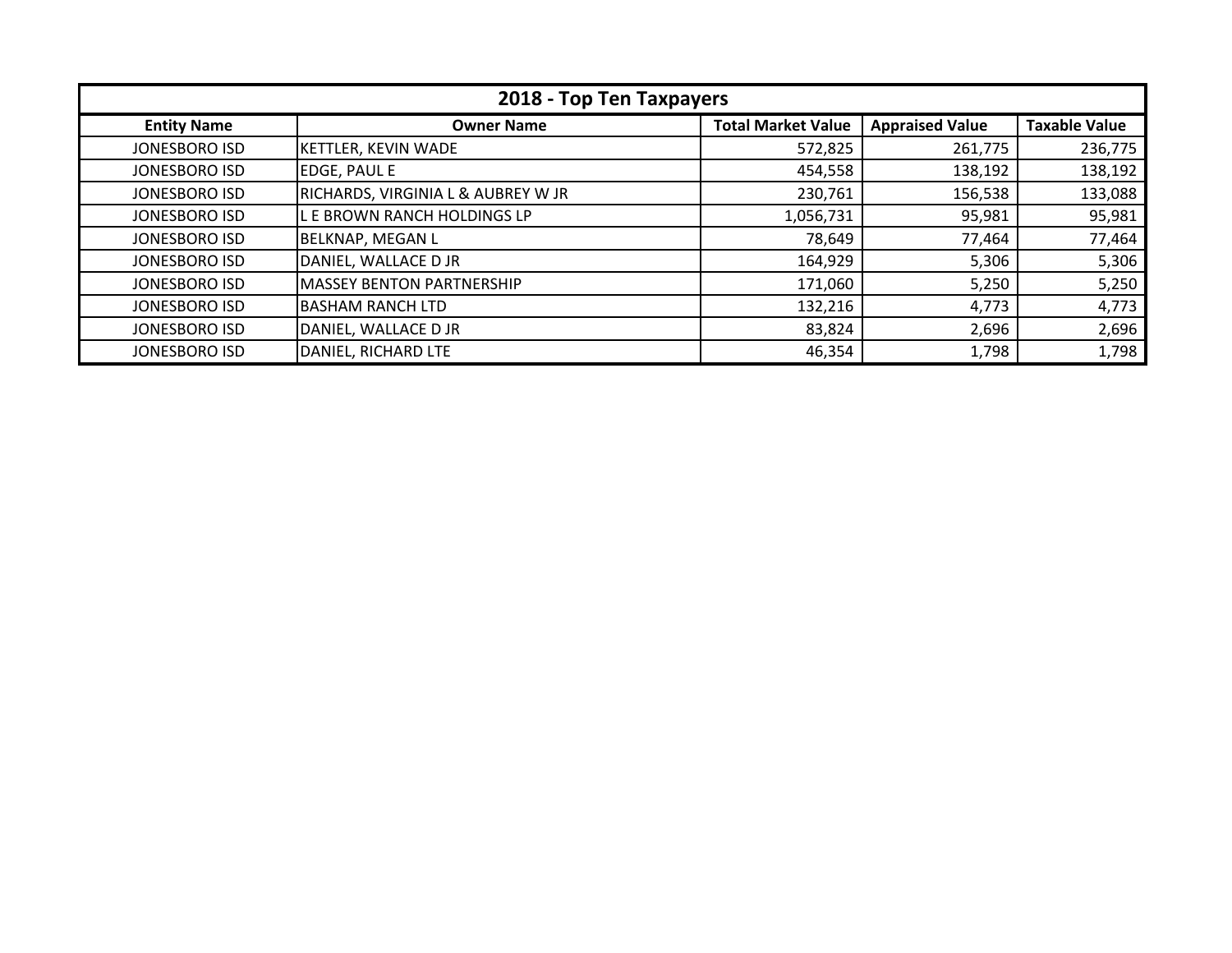| 2018 - Top Ten Taxpayers | | | | |
|---|---|---|---|---|
| **Entity Name** | **Owner Name** | **Total Market Value** | **Appraised Value** | **Taxable Value** |
| JONESBORO ISD | KETTLER, KEVIN WADE | 572,825 | 261,775 | 236,775 |
| JONESBORO ISD | EDGE, PAUL E | 454,558 | 138,192 | 138,192 |
| JONESBORO ISD | RICHARDS, VIRGINIA L & AUBREY W JR | 230,761 | 156,538 | 133,088 |
| JONESBORO ISD | L E BROWN RANCH HOLDINGS LP | 1,056,731 | 95,981 | 95,981 |
| JONESBORO ISD | BELKNAP, MEGAN L | 78,649 | 77,464 | 77,464 |
| JONESBORO ISD | DANIEL, WALLACE D JR | 164,929 | 5,306 | 5,306 |
| JONESBORO ISD | MASSEY BENTON PARTNERSHIP | 171,060 | 5,250 | 5,250 |
| JONESBORO ISD | BASHAM RANCH LTD | 132,216 | 4,773 | 4,773 |
| JONESBORO ISD | DANIEL, WALLACE D JR | 83,824 | 2,696 | 2,696 |
| JONESBORO ISD | DANIEL, RICHARD LTE | 46,354 | 1,798 | 1,798 |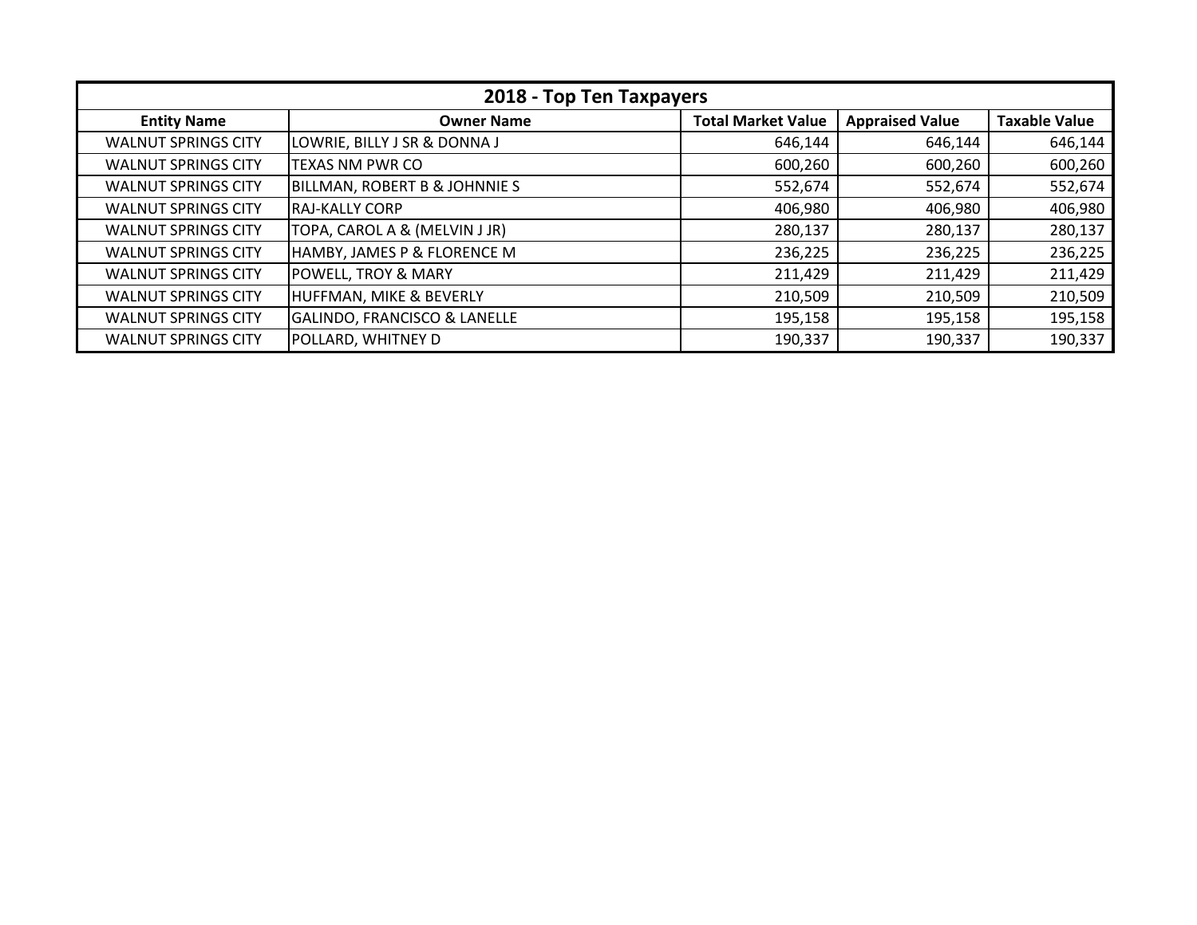| 2018 - Top Ten Taxpayers | | | | |
|---|---|---|---|---|
| **Entity Name** | **Owner Name** | **Total Market Value** | **Appraised Value** | **Taxable Value** |
| WALNUT SPRINGS CITY | LOWRIE, BILLY J SR & DONNA J | 646,144 | 646,144 | 646,144 |
| WALNUT SPRINGS CITY | TEXAS NM PWR CO | 600,260 | 600,260 | 600,260 |
| WALNUT SPRINGS CITY | BILLMAN, ROBERT B & JOHNNIE S | 552,674 | 552,674 | 552,674 |
| WALNUT SPRINGS CITY | RAJ-KALLY CORP | 406,980 | 406,980 | 406,980 |
| WALNUT SPRINGS CITY | TOPA, CAROL A & (MELVIN J JR) | 280,137 | 280,137 | 280,137 |
| WALNUT SPRINGS CITY | HAMBY, JAMES P & FLORENCE M | 236,225 | 236,225 | 236,225 |
| WALNUT SPRINGS CITY | POWELL, TROY & MARY | 211,429 | 211,429 | 211,429 |
| WALNUT SPRINGS CITY | HUFFMAN, MIKE & BEVERLY | 210,509 | 210,509 | 210,509 |
| WALNUT SPRINGS CITY | GALINDO, FRANCISCO & LANELLE | 195,158 | 195,158 | 195,158 |
| WALNUT SPRINGS CITY | POLLARD, WHITNEY D | 190,337 | 190,337 | 190,337 |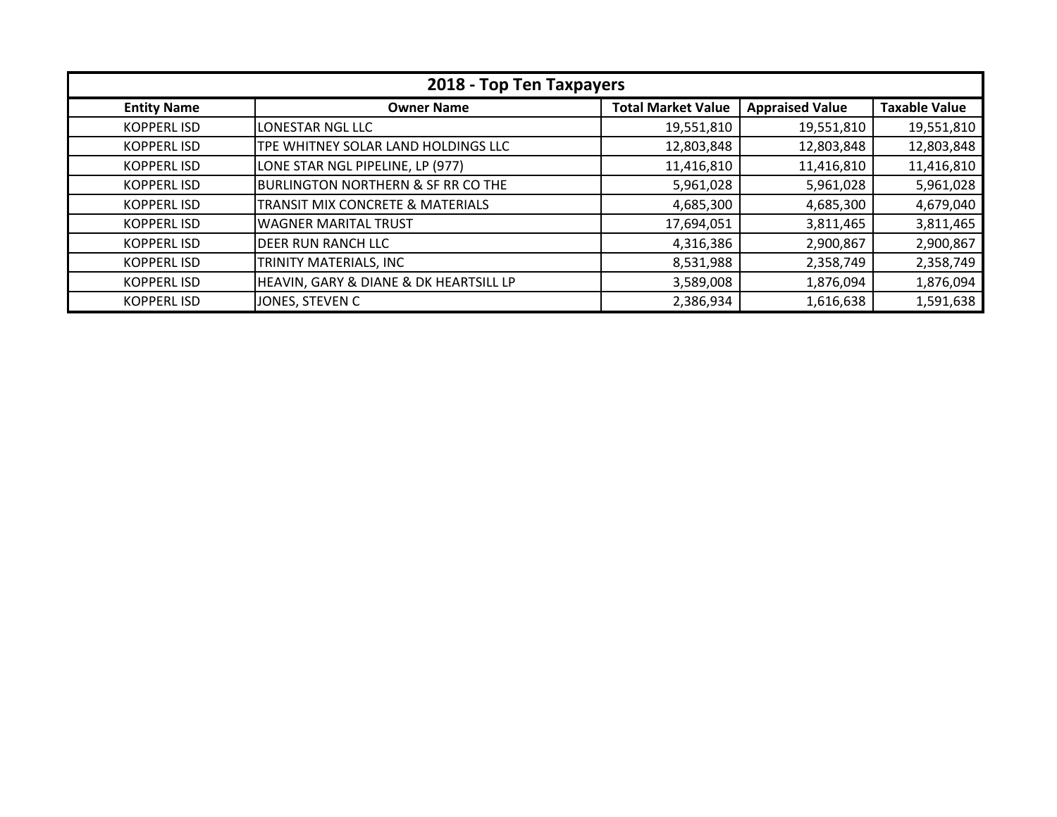| 2018 - Top Ten Taxpayers | | | | |
|---|---|---|---|---|
| **Entity Name** | **Owner Name** | **Total Market Value** | **Appraised Value** | **Taxable Value** |
| KOPPERL ISD | LONESTAR NGL LLC | 19,551,810 | 19,551,810 | 19,551,810 |
| KOPPERL ISD | TPE WHITNEY SOLAR LAND HOLDINGS LLC | 12,803,848 | 12,803,848 | 12,803,848 |
| KOPPERL ISD | LONE STAR NGL PIPELINE, LP (977) | 11,416,810 | 11,416,810 | 11,416,810 |
| KOPPERL ISD | BURLINGTON NORTHERN & SF RR CO THE | 5,961,028 | 5,961,028 | 5,961,028 |
| KOPPERL ISD | TRANSIT MIX CONCRETE & MATERIALS | 4,685,300 | 4,685,300 | 4,679,040 |
| KOPPERL ISD | WAGNER MARITAL TRUST | 17,694,051 | 3,811,465 | 3,811,465 |
| KOPPERL ISD | DEER RUN RANCH LLC | 4,316,386 | 2,900,867 | 2,900,867 |
| KOPPERL ISD | TRINITY MATERIALS, INC | 8,531,988 | 2,358,749 | 2,358,749 |
| KOPPERL ISD | HEAVIN, GARY & DIANE & DK HEARTSILL LP | 3,589,008 | 1,876,094 | 1,876,094 |
| KOPPERL ISD | JONES, STEVEN C | 2,386,934 | 1,616,638 | 1,591,638 |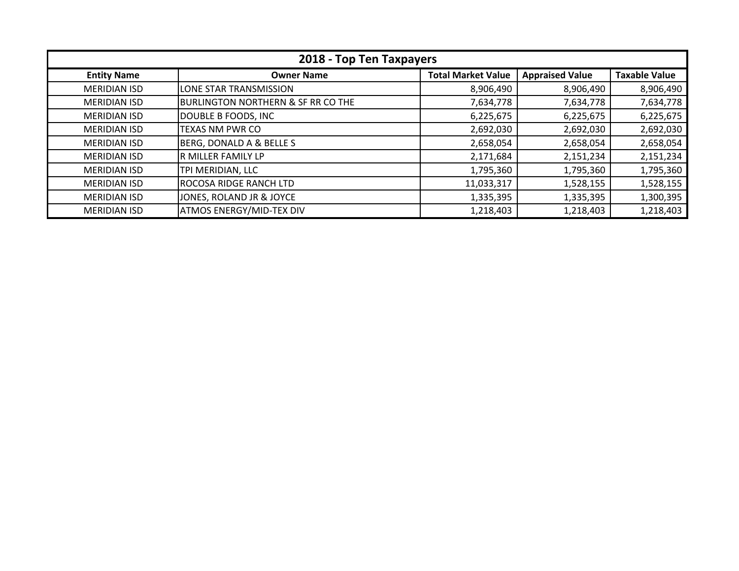| 2018 - Top Ten Taxpayers | | | | |
|---|---|---|---|---|
| **Entity Name** | **Owner Name** | **Total Market Value** | **Appraised Value** | **Taxable Value** |
| MERIDIAN ISD | LONE STAR TRANSMISSION | 8,906,490 | 8,906,490 | 8,906,490 |
| MERIDIAN ISD | BURLINGTON NORTHERN & SF RR CO THE | 7,634,778 | 7,634,778 | 7,634,778 |
| MERIDIAN ISD | DOUBLE B FOODS, INC | 6,225,675 | 6,225,675 | 6,225,675 |
| MERIDIAN ISD | TEXAS NM PWR CO | 2,692,030 | 2,692,030 | 2,692,030 |
| MERIDIAN ISD | BERG, DONALD A & BELLE S | 2,658,054 | 2,658,054 | 2,658,054 |
| MERIDIAN ISD | R MILLER FAMILY LP | 2,171,684 | 2,151,234 | 2,151,234 |
| MERIDIAN ISD | TPI MERIDIAN, LLC | 1,795,360 | 1,795,360 | 1,795,360 |
| MERIDIAN ISD | ROCOSA RIDGE RANCH LTD | 11,033,317 | 1,528,155 | 1,528,155 |
| MERIDIAN ISD | JONES, ROLAND JR & JOYCE | 1,335,395 | 1,335,395 | 1,300,395 |
| MERIDIAN ISD | ATMOS ENERGY/MID-TEX DIV | 1,218,403 | 1,218,403 | 1,218,403 |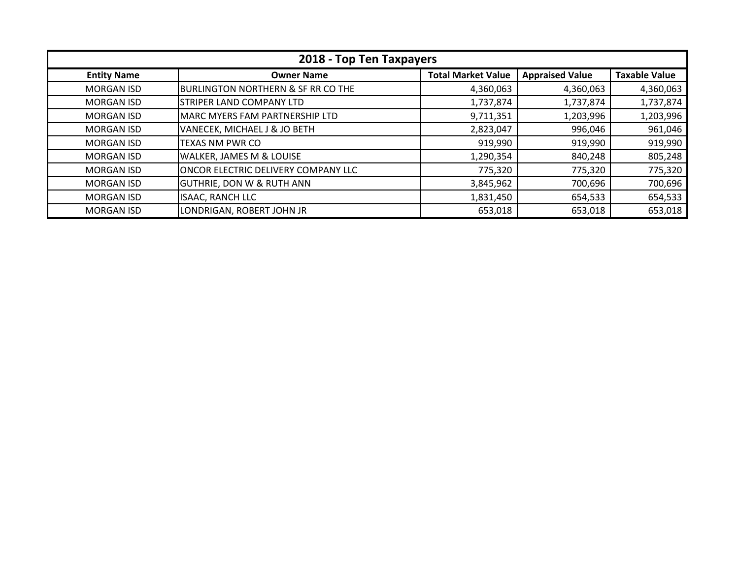| 2018 - Top Ten Taxpayers | | | | |
|---|---|---|---|---|
| **Entity Name** | **Owner Name** | **Total Market Value** | **Appraised Value** | **Taxable Value** |
| MORGAN ISD | BURLINGTON NORTHERN & SF RR CO THE | 4,360,063 | 4,360,063 | 4,360,063 |
| MORGAN ISD | STRIPER LAND COMPANY LTD | 1,737,874 | 1,737,874 | 1,737,874 |
| MORGAN ISD | MARC MYERS FAM PARTNERSHIP LTD | 9,711,351 | 1,203,996 | 1,203,996 |
| MORGAN ISD | VANECEK, MICHAEL J & JO BETH | 2,823,047 | 996,046 | 961,046 |
| MORGAN ISD | TEXAS NM PWR CO | 919,990 | 919,990 | 919,990 |
| MORGAN ISD | WALKER, JAMES M & LOUISE | 1,290,354 | 840,248 | 805,248 |
| MORGAN ISD | ONCOR ELECTRIC DELIVERY COMPANY LLC | 775,320 | 775,320 | 775,320 |
| MORGAN ISD | GUTHRIE, DON W & RUTH ANN | 3,845,962 | 700,696 | 700,696 |
| MORGAN ISD | ISAAC, RANCH LLC | 1,831,450 | 654,533 | 654,533 |
| MORGAN ISD | LONDRIGAN, ROBERT JOHN JR | 653,018 | 653,018 | 653,018 |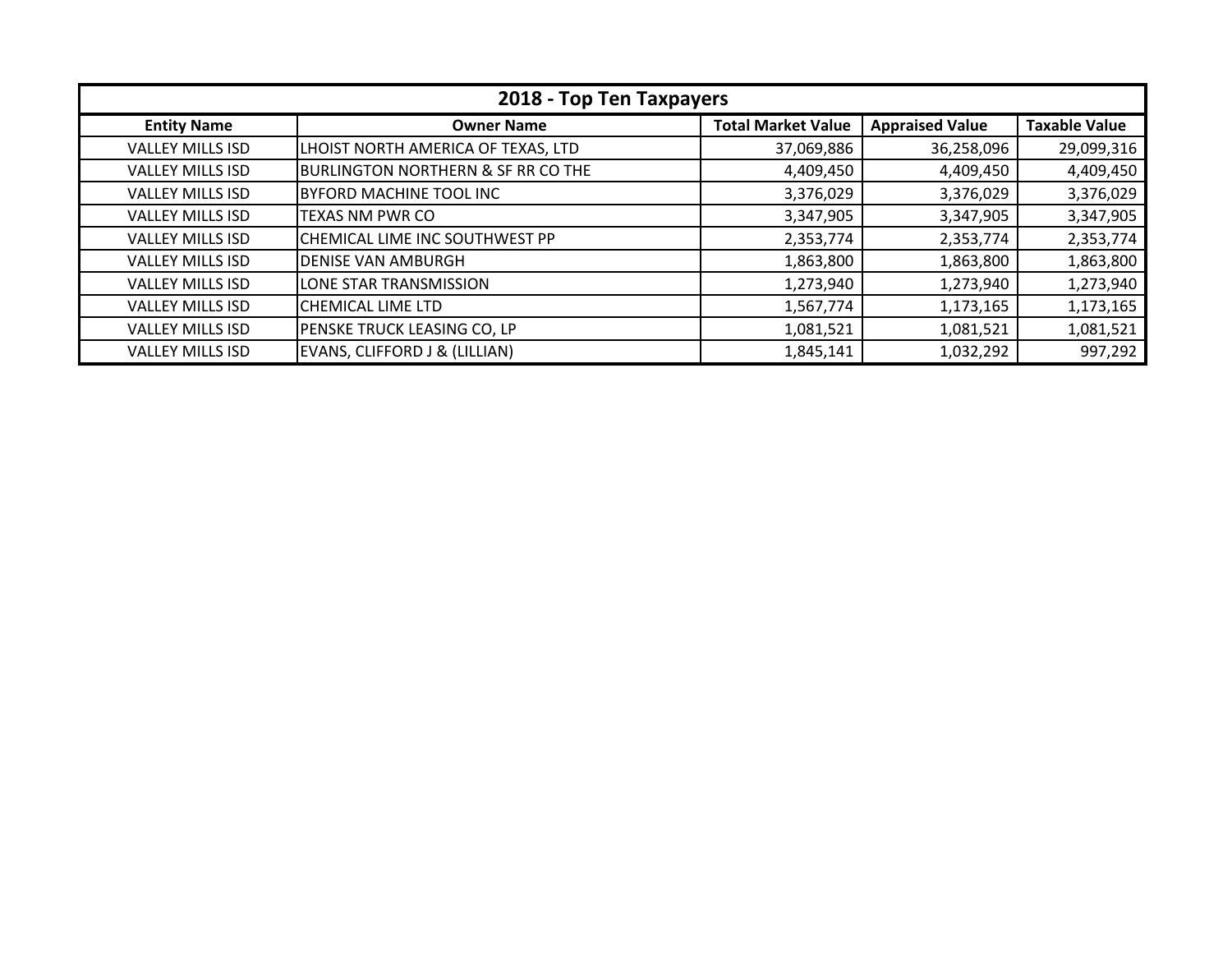| 2018 - Top Ten Taxpayers | | | | |
|---|---|---|---|---|
| **Entity Name** | **Owner Name** | **Total Market Value** | **Appraised Value** | **Taxable Value** |
| VALLEY MILLS ISD | LHOIST NORTH AMERICA OF TEXAS, LTD | 37,069,886 | 36,258,096 | 29,099,316 |
| VALLEY MILLS ISD | BURLINGTON NORTHERN & SF RR CO THE | 4,409,450 | 4,409,450 | 4,409,450 |
| VALLEY MILLS ISD | BYFORD MACHINE TOOL INC | 3,376,029 | 3,376,029 | 3,376,029 |
| VALLEY MILLS ISD | TEXAS NM PWR CO | 3,347,905 | 3,347,905 | 3,347,905 |
| VALLEY MILLS ISD | CHEMICAL LIME INC SOUTHWEST PP | 2,353,774 | 2,353,774 | 2,353,774 |
| VALLEY MILLS ISD | DENISE VAN AMBURGH | 1,863,800 | 1,863,800 | 1,863,800 |
| VALLEY MILLS ISD | LONE STAR TRANSMISSION | 1,273,940 | 1,273,940 | 1,273,940 |
| VALLEY MILLS ISD | CHEMICAL LIME LTD | 1,567,774 | 1,173,165 | 1,173,165 |
| VALLEY MILLS ISD | PENSKE TRUCK LEASING CO, LP | 1,081,521 | 1,081,521 | 1,081,521 |
| VALLEY MILLS ISD | EVANS, CLIFFORD J & (LILLIAN) | 1,845,141 | 1,032,292 | 997,292 |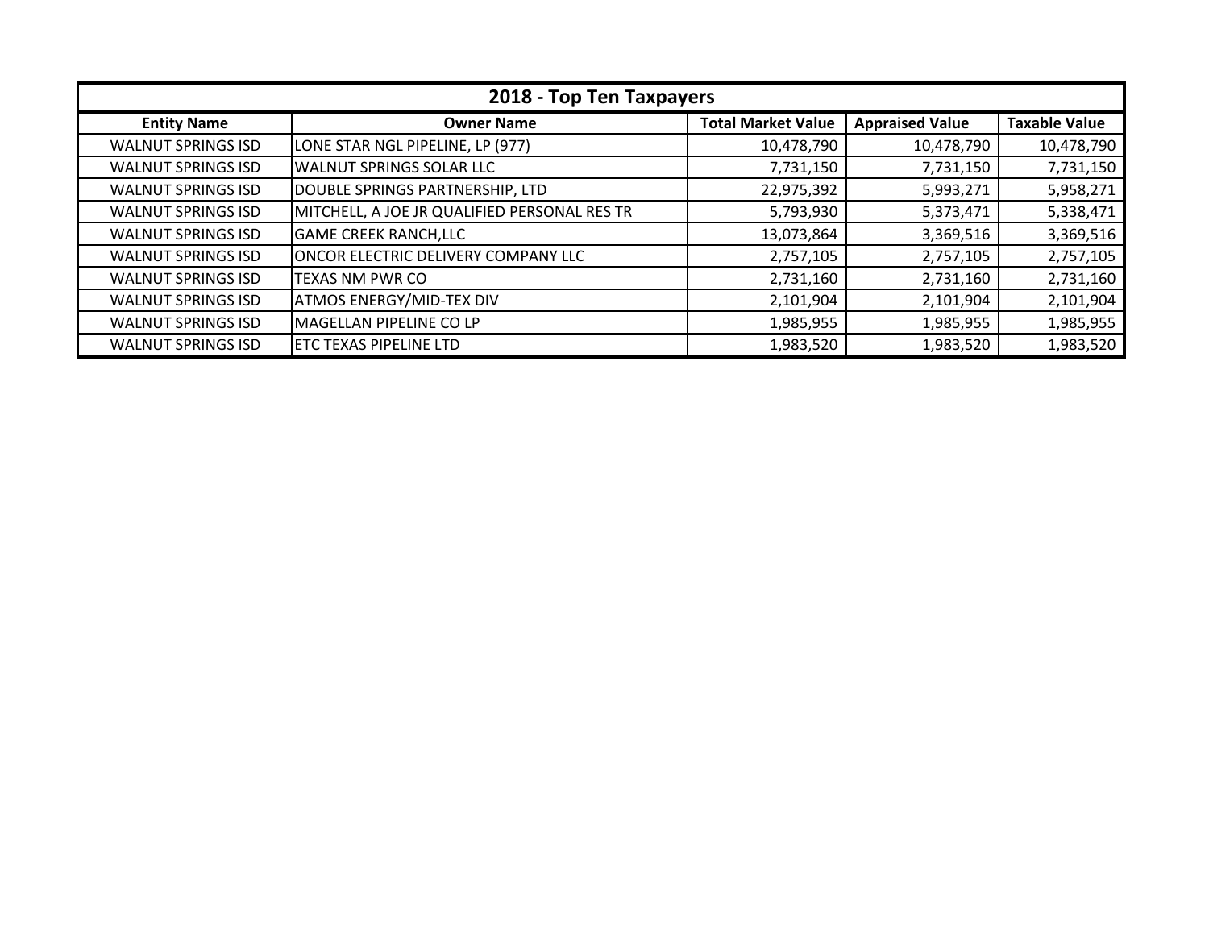| 2018 - Top Ten Taxpayers | | | | |
|---|---|---|---|---|
| **Entity Name** | **Owner Name** | **Total Market Value** | **Appraised Value** | **Taxable Value** |
| WALNUT SPRINGS ISD | LONE STAR NGL PIPELINE, LP (977) | 10,478,790 | 10,478,790 | 10,478,790 |
| WALNUT SPRINGS ISD | WALNUT SPRINGS SOLAR LLC | 7,731,150 | 7,731,150 | 7,731,150 |
| WALNUT SPRINGS ISD | DOUBLE SPRINGS PARTNERSHIP, LTD | 22,975,392 | 5,993,271 | 5,958,271 |
| WALNUT SPRINGS ISD | MITCHELL, A JOE JR QUALIFIED PERSONAL RES TR | 5,793,930 | 5,373,471 | 5,338,471 |
| WALNUT SPRINGS ISD | GAME CREEK RANCH,LLC | 13,073,864 | 3,369,516 | 3,369,516 |
| WALNUT SPRINGS ISD | ONCOR ELECTRIC DELIVERY COMPANY LLC | 2,757,105 | 2,757,105 | 2,757,105 |
| WALNUT SPRINGS ISD | TEXAS NM PWR CO | 2,731,160 | 2,731,160 | 2,731,160 |
| WALNUT SPRINGS ISD | ATMOS ENERGY/MID-TEX DIV | 2,101,904 | 2,101,904 | 2,101,904 |
| WALNUT SPRINGS ISD | MAGELLAN PIPELINE CO LP | 1,985,955 | 1,985,955 | 1,985,955 |
| WALNUT SPRINGS ISD | ETC TEXAS PIPELINE LTD | 1,983,520 | 1,983,520 | 1,983,520 |